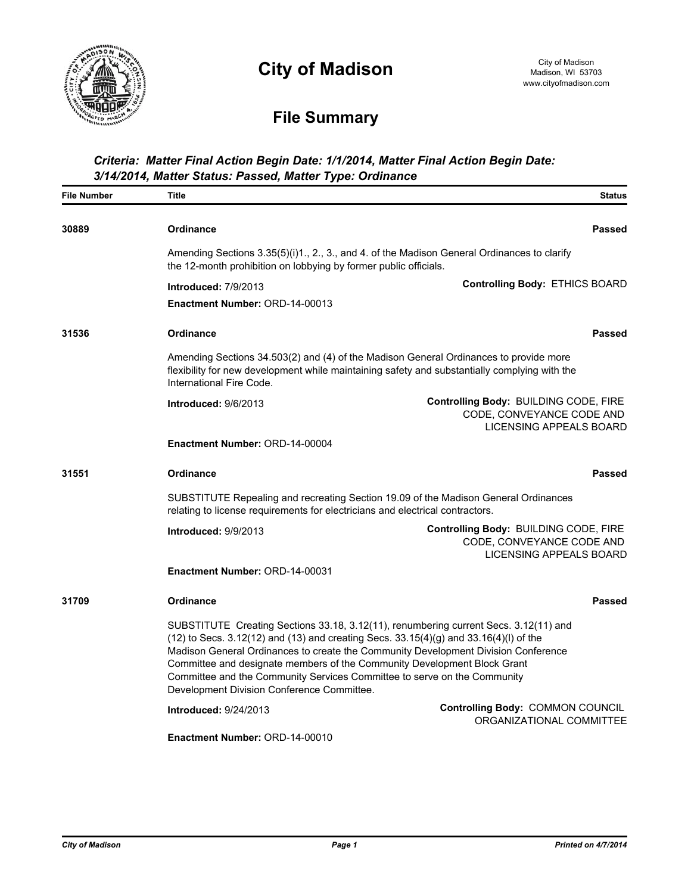# City of Madison

City of Madison
Madison, WI 53703
www.cityofmadison.com

## File Summary

***Criteria: Matter Final Action Begin Date: 1/1/2014, Matter Final Action Begin Date: 3/14/2014, Matter Status: Passed, Matter Type: Ordinance***

| File Number | Title | Status |
|---|---|---|
| 30889 | **Ordinance** | **Passed** |

Amending Sections 3.35(5)(i)1., 2., 3., and 4. of the Madison General Ordinances to clarify the 12-month prohibition on lobbying by former public officials.

**Introduced:** 7/9/2013
**Controlling Body:** ETHICS BOARD
**Enactment Number:** ORD-14-00013

| File Number | Title | Status |
|---|---|---|
| 31536 | **Ordinance** | **Passed** |

Amending Sections 34.503(2) and (4) of the Madison General Ordinances to provide more flexibility for new development while maintaining safety and substantially complying with the International Fire Code.

**Introduced:** 9/6/2013
**Controlling Body:** BUILDING CODE, FIRE CODE, CONVEYANCE CODE AND LICENSING APPEALS BOARD
**Enactment Number:** ORD-14-00004

| File Number | Title | Status |
|---|---|---|
| 31551 | **Ordinance** | **Passed** |

SUBSTITUTE Repealing and recreating Section 19.09 of the Madison General Ordinances relating to license requirements for electricians and electrical contractors.

**Introduced:** 9/9/2013
**Controlling Body:** BUILDING CODE, FIRE CODE, CONVEYANCE CODE AND LICENSING APPEALS BOARD
**Enactment Number:** ORD-14-00031

| File Number | Title | Status |
|---|---|---|
| 31709 | **Ordinance** | **Passed** |

SUBSTITUTE Creating Sections 33.18, 3.12(11), renumbering current Secs. 3.12(11) and (12) to Secs. 3.12(12) and (13) and creating Secs. 33.15(4)(g) and 33.16(4)(l) of the Madison General Ordinances to create the Community Development Division Conference Committee and designate members of the Community Development Block Grant Committee and the Community Services Committee to serve on the Community Development Division Conference Committee.

**Introduced:** 9/24/2013
**Controlling Body:** COMMON COUNCIL ORGANIZATIONAL COMMITTEE
**Enactment Number:** ORD-14-00010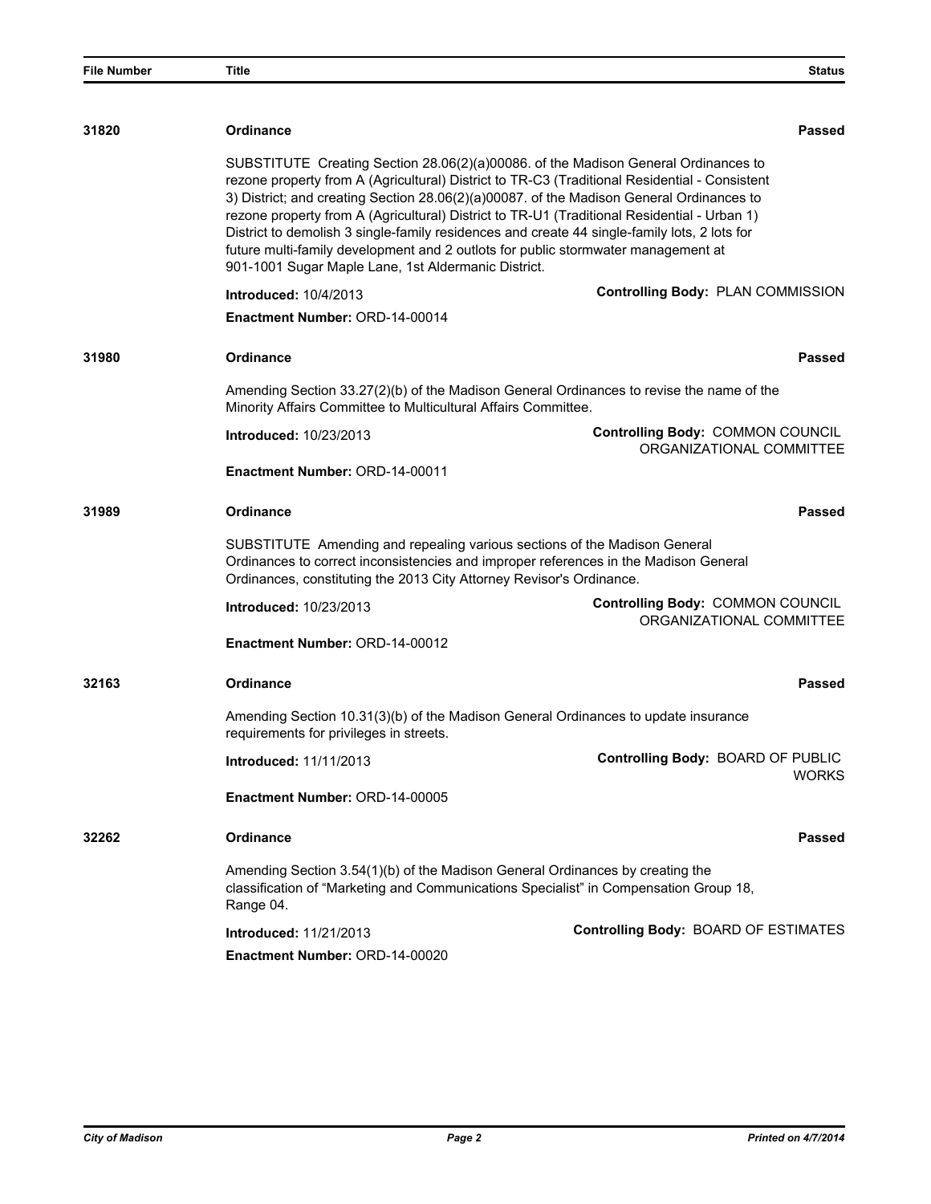| File Number | Title | Status |
|---|---|---|
| 31820 | **Ordinance** | **Passed** |

SUBSTITUTE Creating Section 28.06(2)(a)00086. of the Madison General Ordinances to rezone property from A (Agricultural) District to TR-C3 (Traditional Residential - Consistent 3) District; and creating Section 28.06(2)(a)00087. of the Madison General Ordinances to rezone property from A (Agricultural) District to TR-U1 (Traditional Residential - Urban 1) District to demolish 3 single-family residences and create 44 single-family lots, 2 lots for future multi-family development and 2 outlots for public stormwater management at 901-1001 Sugar Maple Lane, 1st Aldermanic District.

**Introduced:** 10/4/2013 — **Controlling Body:** PLAN COMMISSION

**Enactment Number:** ORD-14-00014

---

**31980** — **Ordinance** — **Passed**

Amending Section 33.27(2)(b) of the Madison General Ordinances to revise the name of the Minority Affairs Committee to Multicultural Affairs Committee.

**Introduced:** 10/23/2013 — **Controlling Body:** COMMON COUNCIL ORGANIZATIONAL COMMITTEE

**Enactment Number:** ORD-14-00011

---

**31989** — **Ordinance** — **Passed**

SUBSTITUTE Amending and repealing various sections of the Madison General Ordinances to correct inconsistencies and improper references in the Madison General Ordinances, constituting the 2013 City Attorney Revisor's Ordinance.

**Introduced:** 10/23/2013 — **Controlling Body:** COMMON COUNCIL ORGANIZATIONAL COMMITTEE

**Enactment Number:** ORD-14-00012

---

**32163** — **Ordinance** — **Passed**

Amending Section 10.31(3)(b) of the Madison General Ordinances to update insurance requirements for privileges in streets.

**Introduced:** 11/11/2013 — **Controlling Body:** BOARD OF PUBLIC WORKS

**Enactment Number:** ORD-14-00005

---

**32262** — **Ordinance** — **Passed**

Amending Section 3.54(1)(b) of the Madison General Ordinances by creating the classification of "Marketing and Communications Specialist" in Compensation Group 18, Range 04.

**Introduced:** 11/21/2013 — **Controlling Body:** BOARD OF ESTIMATES

**Enactment Number:** ORD-14-00020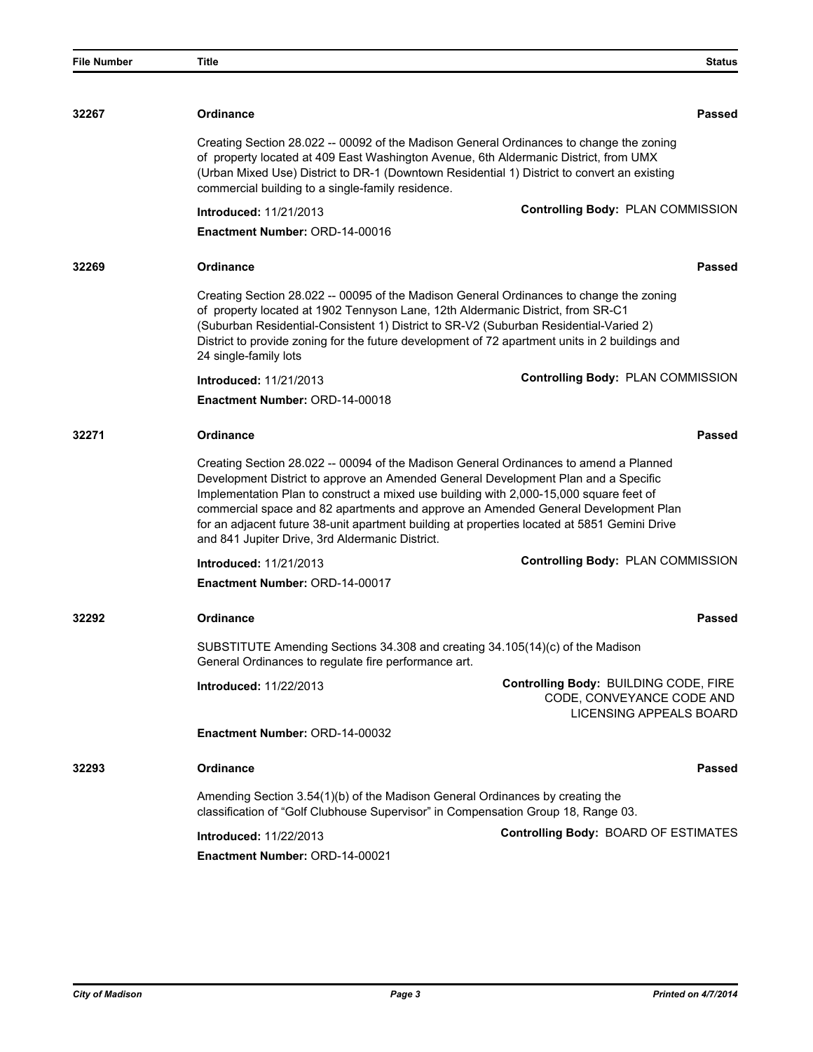| File Number | Title | Status |
|---|---|---|

**32267** **Ordinance** **Passed**

Creating Section 28.022 -- 00092 of the Madison General Ordinances to change the zoning of property located at 409 East Washington Avenue, 6th Aldermanic District, from UMX (Urban Mixed Use) District to DR-1 (Downtown Residential 1) District to convert an existing commercial building to a single-family residence.

**Introduced:** 11/21/2013 **Controlling Body:** PLAN COMMISSION

**Enactment Number:** ORD-14-00016

**32269** **Ordinance** **Passed**

Creating Section 28.022 -- 00095 of the Madison General Ordinances to change the zoning of property located at 1902 Tennyson Lane, 12th Aldermanic District, from SR-C1 (Suburban Residential-Consistent 1) District to SR-V2 (Suburban Residential-Varied 2) District to provide zoning for the future development of 72 apartment units in 2 buildings and 24 single-family lots

**Introduced:** 11/21/2013 **Controlling Body:** PLAN COMMISSION

**Enactment Number:** ORD-14-00018

**32271** **Ordinance** **Passed**

Creating Section 28.022 -- 00094 of the Madison General Ordinances to amend a Planned Development District to approve an Amended General Development Plan and a Specific Implementation Plan to construct a mixed use building with 2,000-15,000 square feet of commercial space and 82 apartments and approve an Amended General Development Plan for an adjacent future 38-unit apartment building at properties located at 5851 Gemini Drive and 841 Jupiter Drive, 3rd Aldermanic District.

**Introduced:** 11/21/2013 **Controlling Body:** PLAN COMMISSION

**Enactment Number:** ORD-14-00017

**32292** **Ordinance** **Passed**

SUBSTITUTE Amending Sections 34.308 and creating 34.105(14)(c) of the Madison General Ordinances to regulate fire performance art.

**Introduced:** 11/22/2013 **Controlling Body:** BUILDING CODE, FIRE CODE, CONVEYANCE CODE AND LICENSING APPEALS BOARD

**Enactment Number:** ORD-14-00032

**32293** **Ordinance** **Passed**

Amending Section 3.54(1)(b) of the Madison General Ordinances by creating the classification of "Golf Clubhouse Supervisor" in Compensation Group 18, Range 03.

**Introduced:** 11/22/2013 **Controlling Body:** BOARD OF ESTIMATES

**Enactment Number:** ORD-14-00021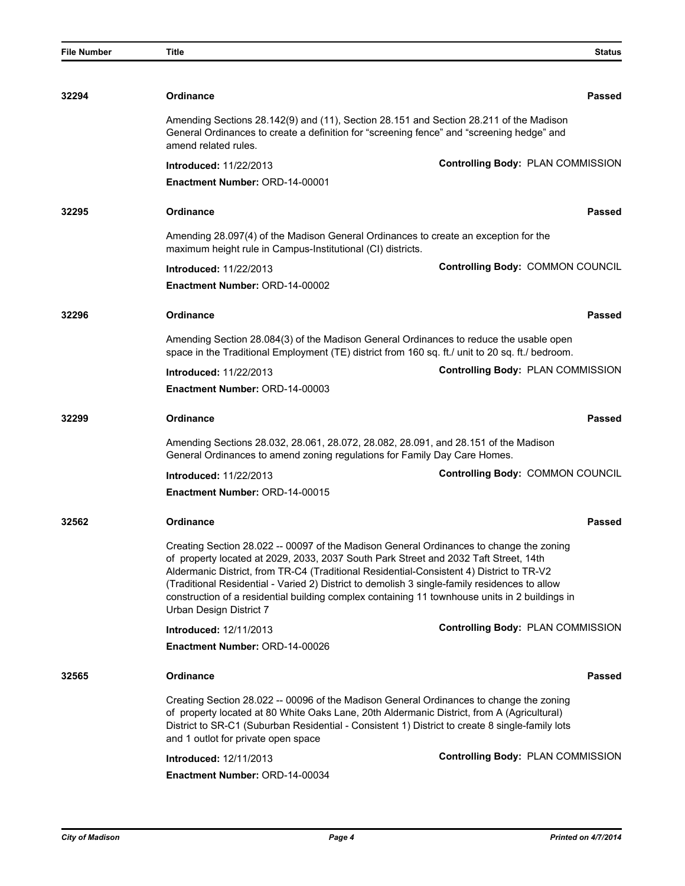| File Number | Title | Status |
|---|---|---|
| 32294 | **Ordinance** | **Passed** |
| | Amending Sections 28.142(9) and (11), Section 28.151 and Section 28.211 of the Madison General Ordinances to create a definition for "screening fence" and "screening hedge" and amend related rules.<br>**Introduced:** 11/22/2013<br>**Enactment Number:** ORD-14-00001 | **Controlling Body:** PLAN COMMISSION |
| 32295 | **Ordinance** | **Passed** |
| | Amending 28.097(4) of the Madison General Ordinances to create an exception for the maximum height rule in Campus-Institutional (CI) districts.<br>**Introduced:** 11/22/2013<br>**Enactment Number:** ORD-14-00002 | **Controlling Body:** COMMON COUNCIL |
| 32296 | **Ordinance** | **Passed** |
| | Amending Section 28.084(3) of the Madison General Ordinances to reduce the usable open space in the Traditional Employment (TE) district from 160 sq. ft./ unit to 20 sq. ft./ bedroom.<br>**Introduced:** 11/22/2013<br>**Enactment Number:** ORD-14-00003 | **Controlling Body:** PLAN COMMISSION |
| 32299 | **Ordinance** | **Passed** |
| | Amending Sections 28.032, 28.061, 28.072, 28.082, 28.091, and 28.151 of the Madison General Ordinances to amend zoning regulations for Family Day Care Homes.<br>**Introduced:** 11/22/2013<br>**Enactment Number:** ORD-14-00015 | **Controlling Body:** COMMON COUNCIL |
| 32562 | **Ordinance** | **Passed** |
| | Creating Section 28.022 -- 00097 of the Madison General Ordinances to change the zoning of property located at 2029, 2033, 2037 South Park Street and 2032 Taft Street, 14th Aldermanic District, from TR-C4 (Traditional Residential-Consistent 4) District to TR-V2 (Traditional Residential - Varied 2) District to demolish 3 single-family residences to allow construction of a residential building complex containing 11 townhouse units in 2 buildings in Urban Design District 7<br>**Introduced:** 12/11/2013<br>**Enactment Number:** ORD-14-00026 | **Controlling Body:** PLAN COMMISSION |
| 32565 | **Ordinance** | **Passed** |
| | Creating Section 28.022 -- 00096 of the Madison General Ordinances to change the zoning of property located at 80 White Oaks Lane, 20th Aldermanic District, from A (Agricultural) District to SR-C1 (Suburban Residential - Consistent 1) District to create 8 single-family lots and 1 outlot for private open space<br>**Introduced:** 12/11/2013<br>**Enactment Number:** ORD-14-00034 | **Controlling Body:** PLAN COMMISSION |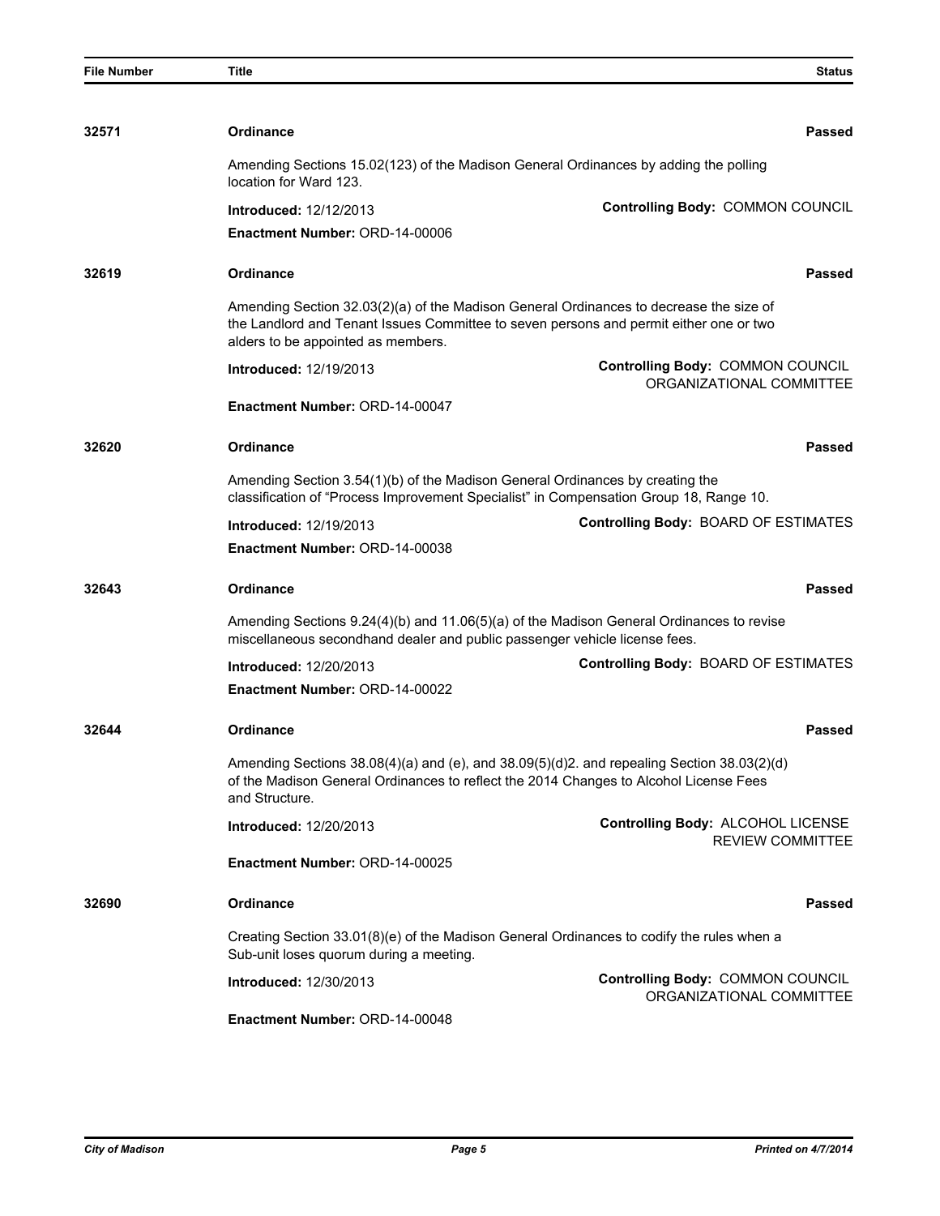| File Number | Title | Status |
| --- | --- | --- |

**32571** **Ordinance** **Passed**

Amending Sections 15.02(123) of the Madison General Ordinances by adding the polling location for Ward 123.

**Introduced:** 12/12/2013 **Controlling Body:** COMMON COUNCIL

**Enactment Number:** ORD-14-00006

**32619** **Ordinance** **Passed**

Amending Section 32.03(2)(a) of the Madison General Ordinances to decrease the size of the Landlord and Tenant Issues Committee to seven persons and permit either one or two alders to be appointed as members.

**Introduced:** 12/19/2013 **Controlling Body:** COMMON COUNCIL ORGANIZATIONAL COMMITTEE

**Enactment Number:** ORD-14-00047

**32620** **Ordinance** **Passed**

Amending Section 3.54(1)(b) of the Madison General Ordinances by creating the classification of "Process Improvement Specialist" in Compensation Group 18, Range 10.

**Introduced:** 12/19/2013 **Controlling Body:** BOARD OF ESTIMATES

**Enactment Number:** ORD-14-00038

**32643** **Ordinance** **Passed**

Amending Sections 9.24(4)(b) and 11.06(5)(a) of the Madison General Ordinances to revise miscellaneous secondhand dealer and public passenger vehicle license fees.

**Introduced:** 12/20/2013 **Controlling Body:** BOARD OF ESTIMATES

**Enactment Number:** ORD-14-00022

**32644** **Ordinance** **Passed**

Amending Sections 38.08(4)(a) and (e), and 38.09(5)(d)2. and repealing Section 38.03(2)(d) of the Madison General Ordinances to reflect the 2014 Changes to Alcohol License Fees and Structure.

**Introduced:** 12/20/2013 **Controlling Body:** ALCOHOL LICENSE REVIEW COMMITTEE

**Enactment Number:** ORD-14-00025

**32690** **Ordinance** **Passed**

Creating Section 33.01(8)(e) of the Madison General Ordinances to codify the rules when a Sub-unit loses quorum during a meeting.

**Introduced:** 12/30/2013 **Controlling Body:** COMMON COUNCIL ORGANIZATIONAL COMMITTEE

**Enactment Number:** ORD-14-00048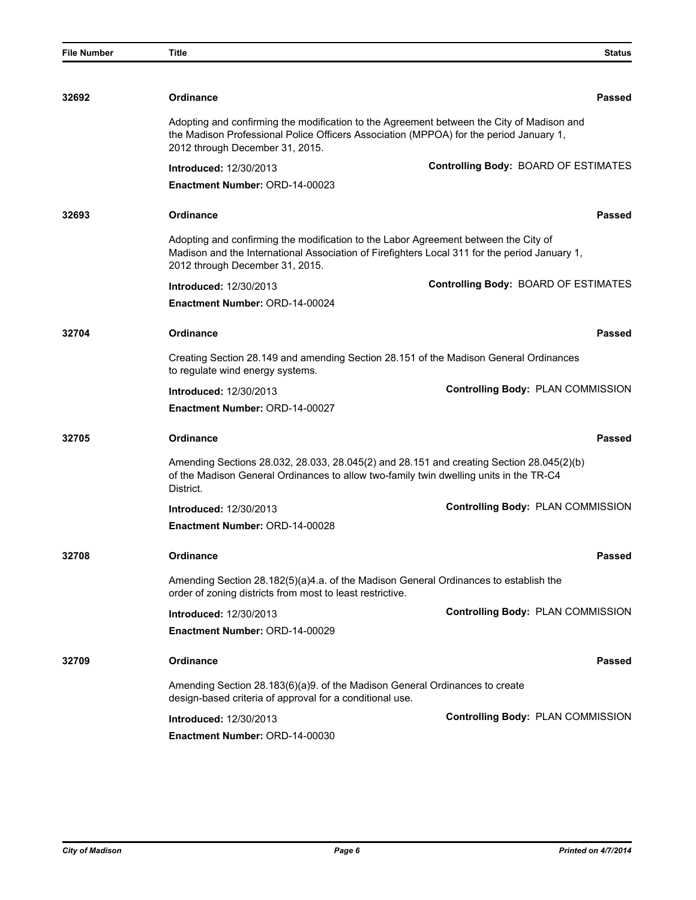| File Number | Title | Status |
|---|---|---|

**32692** **Ordinance** **Passed**

Adopting and confirming the modification to the Agreement between the City of Madison and the Madison Professional Police Officers Association (MPPOA) for the period January 1, 2012 through December 31, 2015.

**Introduced:** 12/30/2013 **Controlling Body:** BOARD OF ESTIMATES

**Enactment Number:** ORD-14-00023

**32693** **Ordinance** **Passed**

Adopting and confirming the modification to the Labor Agreement between the City of Madison and the International Association of Firefighters Local 311 for the period January 1, 2012 through December 31, 2015.

**Introduced:** 12/30/2013 **Controlling Body:** BOARD OF ESTIMATES

**Enactment Number:** ORD-14-00024

**32704** **Ordinance** **Passed**

Creating Section 28.149 and amending Section 28.151 of the Madison General Ordinances to regulate wind energy systems.

**Introduced:** 12/30/2013 **Controlling Body:** PLAN COMMISSION

**Enactment Number:** ORD-14-00027

**32705** **Ordinance** **Passed**

Amending Sections 28.032, 28.033, 28.045(2) and 28.151 and creating Section 28.045(2)(b) of the Madison General Ordinances to allow two-family twin dwelling units in the TR-C4 District.

**Introduced:** 12/30/2013 **Controlling Body:** PLAN COMMISSION

**Enactment Number:** ORD-14-00028

**32708** **Ordinance** **Passed**

Amending Section 28.182(5)(a)4.a. of the Madison General Ordinances to establish the order of zoning districts from most to least restrictive.

**Introduced:** 12/30/2013 **Controlling Body:** PLAN COMMISSION

**Enactment Number:** ORD-14-00029

**32709** **Ordinance** **Passed**

Amending Section 28.183(6)(a)9. of the Madison General Ordinances to create design-based criteria of approval for a conditional use.

**Introduced:** 12/30/2013 **Controlling Body:** PLAN COMMISSION

**Enactment Number:** ORD-14-00030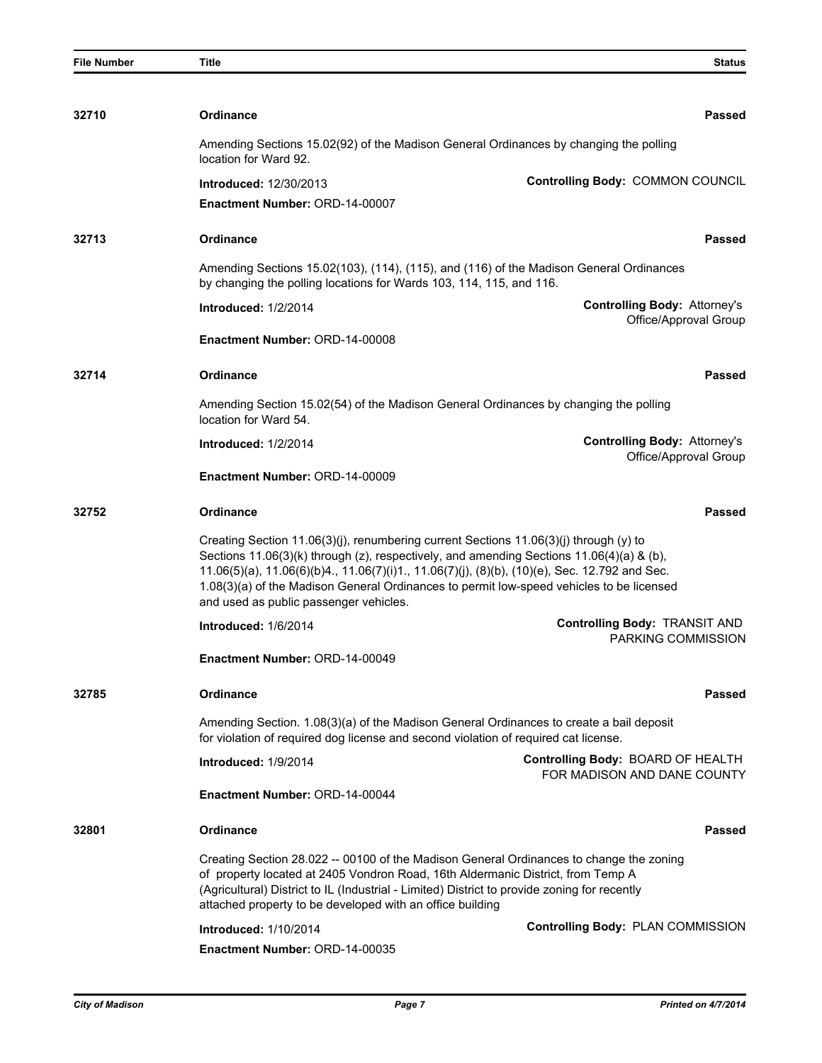| File Number | Title | Status |
|---|---|---|
| 32710 | **Ordinance** | **Passed** |
| | Amending Sections 15.02(92) of the Madison General Ordinances by changing the polling location for Ward 92. | |
| | **Introduced:** 12/30/2013 | **Controlling Body:** COMMON COUNCIL |
| | **Enactment Number:** ORD-14-00007 | |
| 32713 | **Ordinance** | **Passed** |
| | Amending Sections 15.02(103), (114), (115), and (116) of the Madison General Ordinances by changing the polling locations for Wards 103, 114, 115, and 116. | |
| | **Introduced:** 1/2/2014 | **Controlling Body:** Attorney's Office/Approval Group |
| | **Enactment Number:** ORD-14-00008 | |
| 32714 | **Ordinance** | **Passed** |
| | Amending Section 15.02(54) of the Madison General Ordinances by changing the polling location for Ward 54. | |
| | **Introduced:** 1/2/2014 | **Controlling Body:** Attorney's Office/Approval Group |
| | **Enactment Number:** ORD-14-00009 | |
| 32752 | **Ordinance** | **Passed** |
| | Creating Section 11.06(3)(j), renumbering current Sections 11.06(3)(j) through (y) to Sections 11.06(3)(k) through (z), respectively, and amending Sections 11.06(4)(a) & (b), 11.06(5)(a), 11.06(6)(b)4., 11.06(7)(i)1., 11.06(7)(j), (8)(b), (10)(e), Sec. 12.792 and Sec. 1.08(3)(a) of the Madison General Ordinances to permit low-speed vehicles to be licensed and used as public passenger vehicles. | |
| | **Introduced:** 1/6/2014 | **Controlling Body:** TRANSIT AND PARKING COMMISSION |
| | **Enactment Number:** ORD-14-00049 | |
| 32785 | **Ordinance** | **Passed** |
| | Amending Section. 1.08(3)(a) of the Madison General Ordinances to create a bail deposit for violation of required dog license and second violation of required cat license. | |
| | **Introduced:** 1/9/2014 | **Controlling Body:** BOARD OF HEALTH FOR MADISON AND DANE COUNTY |
| | **Enactment Number:** ORD-14-00044 | |
| 32801 | **Ordinance** | **Passed** |
| | Creating Section 28.022 -- 00100 of the Madison General Ordinances to change the zoning of property located at 2405 Vondron Road, 16th Aldermanic District, from Temp A (Agricultural) District to IL (Industrial - Limited) District to provide zoning for recently attached property to be developed with an office building | |
| | **Introduced:** 1/10/2014 | **Controlling Body:** PLAN COMMISSION |
| | **Enactment Number:** ORD-14-00035 | |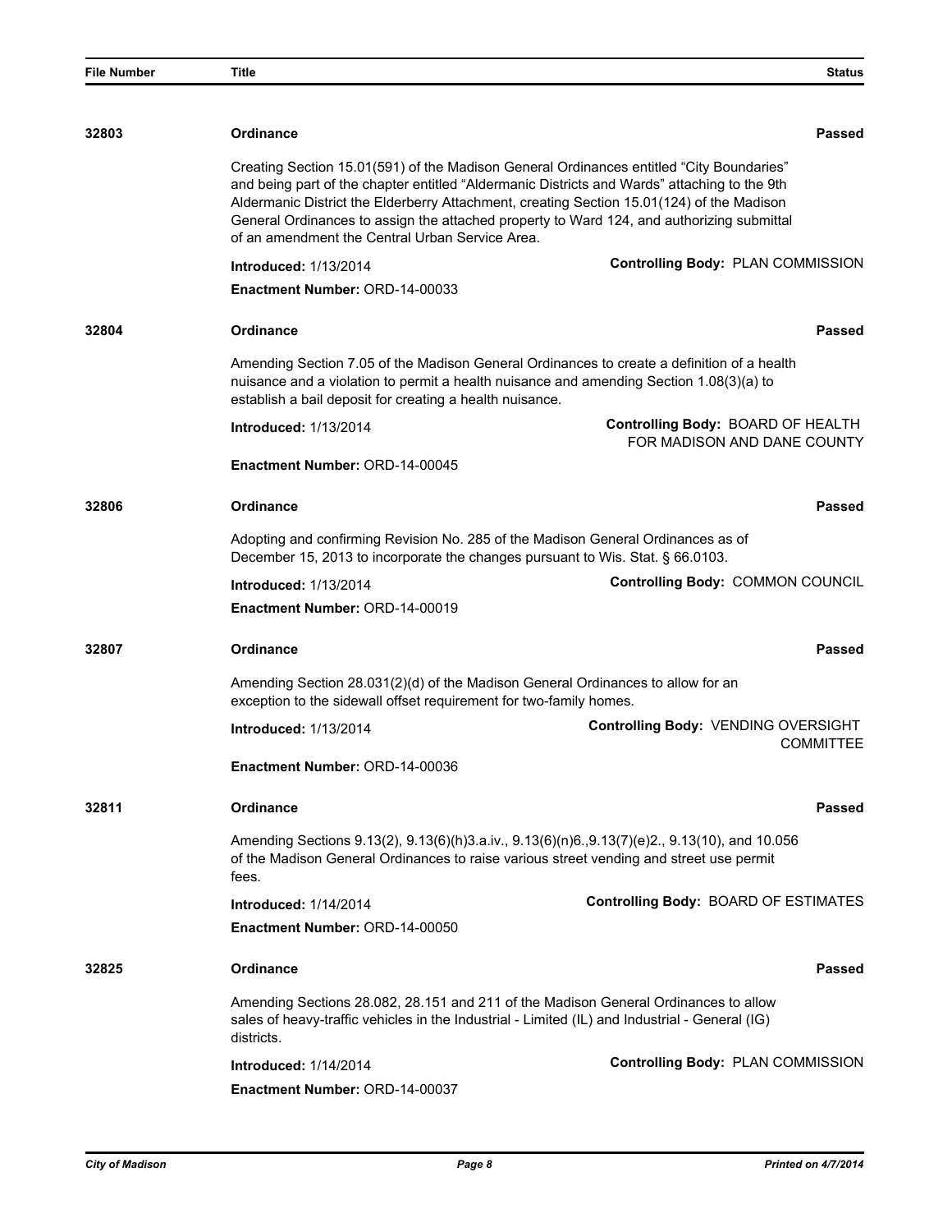| File Number | Title | Status |
|---|---|---|
| 32803 | **Ordinance** | **Passed** |
| | Creating Section 15.01(591) of the Madison General Ordinances entitled "City Boundaries" and being part of the chapter entitled "Aldermanic Districts and Wards" attaching to the 9th Aldermanic District the Elderberry Attachment, creating Section 15.01(124) of the Madison General Ordinances to assign the attached property to Ward 124, and authorizing submittal of an amendment the Central Urban Service Area. | |
| | **Introduced:** 1/13/2014 | **Controlling Body:** PLAN COMMISSION |
| | **Enactment Number:** ORD-14-00033 | |
| 32804 | **Ordinance** | **Passed** |
| | Amending Section 7.05 of the Madison General Ordinances to create a definition of a health nuisance and a violation to permit a health nuisance and amending Section 1.08(3)(a) to establish a bail deposit for creating a health nuisance. | |
| | **Introduced:** 1/13/2014 | **Controlling Body:** BOARD OF HEALTH FOR MADISON AND DANE COUNTY |
| | **Enactment Number:** ORD-14-00045 | |
| 32806 | **Ordinance** | **Passed** |
| | Adopting and confirming Revision No. 285 of the Madison General Ordinances as of December 15, 2013 to incorporate the changes pursuant to Wis. Stat. § 66.0103. | |
| | **Introduced:** 1/13/2014 | **Controlling Body:** COMMON COUNCIL |
| | **Enactment Number:** ORD-14-00019 | |
| 32807 | **Ordinance** | **Passed** |
| | Amending Section 28.031(2)(d) of the Madison General Ordinances to allow for an exception to the sidewall offset requirement for two-family homes. | |
| | **Introduced:** 1/13/2014 | **Controlling Body:** VENDING OVERSIGHT COMMITTEE |
| | **Enactment Number:** ORD-14-00036 | |
| 32811 | **Ordinance** | **Passed** |
| | Amending Sections 9.13(2), 9.13(6)(h)3.a.iv., 9.13(6)(n)6.,9.13(7)(e)2., 9.13(10), and 10.056 of the Madison General Ordinances to raise various street vending and street use permit fees. | |
| | **Introduced:** 1/14/2014 | **Controlling Body:** BOARD OF ESTIMATES |
| | **Enactment Number:** ORD-14-00050 | |
| 32825 | **Ordinance** | **Passed** |
| | Amending Sections 28.082, 28.151 and 211 of the Madison General Ordinances to allow sales of heavy-traffic vehicles in the Industrial - Limited (IL) and Industrial - General (IG) districts. | |
| | **Introduced:** 1/14/2014 | **Controlling Body:** PLAN COMMISSION |
| | **Enactment Number:** ORD-14-00037 | |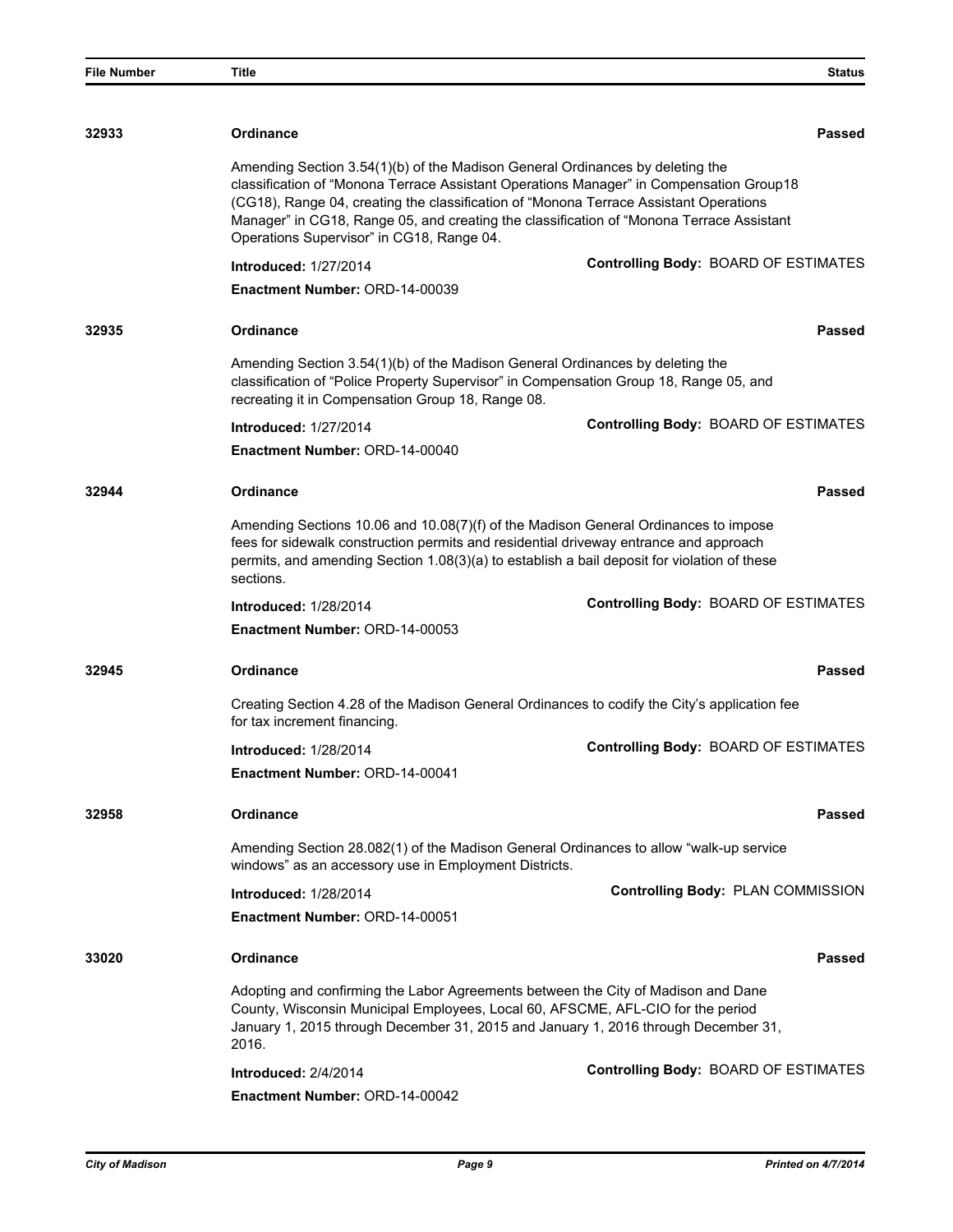| File Number | Title | Status |
|---|---|---|
| 32933 | **Ordinance** | **Passed** |
| | Amending Section 3.54(1)(b) of the Madison General Ordinances by deleting the classification of "Monona Terrace Assistant Operations Manager" in Compensation Group18 (CG18), Range 04, creating the classification of "Monona Terrace Assistant Operations Manager" in CG18, Range 05, and creating the classification of "Monona Terrace Assistant Operations Supervisor" in CG18, Range 04. | |
| | **Introduced:** 1/27/2014 | **Controlling Body:** BOARD OF ESTIMATES |
| | **Enactment Number:** ORD-14-00039 | |
| 32935 | **Ordinance** | **Passed** |
| | Amending Section 3.54(1)(b) of the Madison General Ordinances by deleting the classification of "Police Property Supervisor" in Compensation Group 18, Range 05, and recreating it in Compensation Group 18, Range 08. | |
| | **Introduced:** 1/27/2014 | **Controlling Body:** BOARD OF ESTIMATES |
| | **Enactment Number:** ORD-14-00040 | |
| 32944 | **Ordinance** | **Passed** |
| | Amending Sections 10.06 and 10.08(7)(f) of the Madison General Ordinances to impose fees for sidewalk construction permits and residential driveway entrance and approach permits, and amending Section 1.08(3)(a) to establish a bail deposit for violation of these sections. | |
| | **Introduced:** 1/28/2014 | **Controlling Body:** BOARD OF ESTIMATES |
| | **Enactment Number:** ORD-14-00053 | |
| 32945 | **Ordinance** | **Passed** |
| | Creating Section 4.28 of the Madison General Ordinances to codify the City's application fee for tax increment financing. | |
| | **Introduced:** 1/28/2014 | **Controlling Body:** BOARD OF ESTIMATES |
| | **Enactment Number:** ORD-14-00041 | |
| 32958 | **Ordinance** | **Passed** |
| | Amending Section 28.082(1) of the Madison General Ordinances to allow "walk-up service windows" as an accessory use in Employment Districts. | |
| | **Introduced:** 1/28/2014 | **Controlling Body:** PLAN COMMISSION |
| | **Enactment Number:** ORD-14-00051 | |
| 33020 | **Ordinance** | **Passed** |
| | Adopting and confirming the Labor Agreements between the City of Madison and Dane County, Wisconsin Municipal Employees, Local 60, AFSCME, AFL-CIO for the period January 1, 2015 through December 31, 2015 and January 1, 2016 through December 31, 2016. | |
| | **Introduced:** 2/4/2014 | **Controlling Body:** BOARD OF ESTIMATES |
| | **Enactment Number:** ORD-14-00042 | |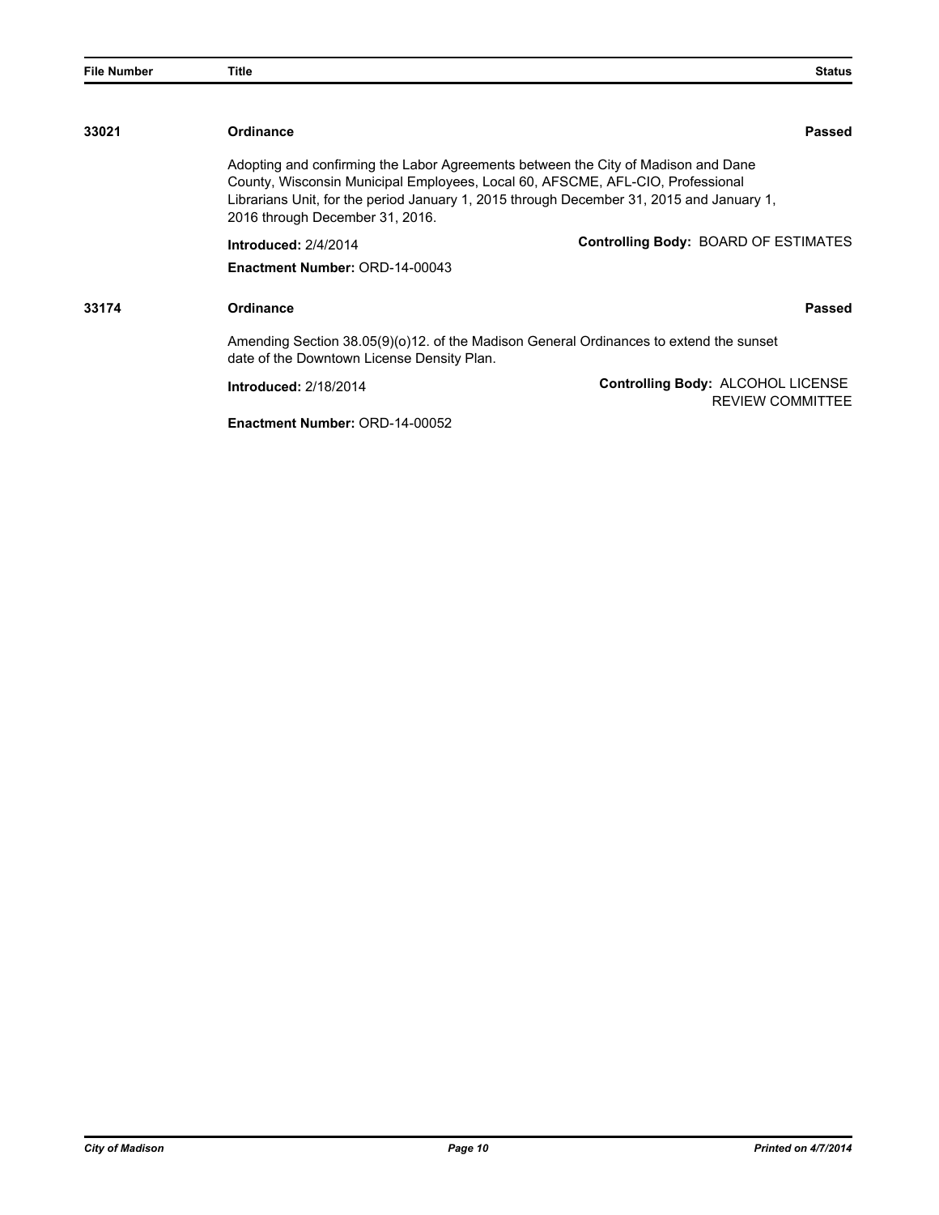| File Number | Title | Status |
| --- | --- | --- |

**33021** **Ordinance** **Passed**

Adopting and confirming the Labor Agreements between the City of Madison and Dane County, Wisconsin Municipal Employees, Local 60, AFSCME, AFL-CIO, Professional Librarians Unit, for the period January 1, 2015 through December 31, 2015 and January 1, 2016 through December 31, 2016.

**Introduced:** 2/4/2014

**Controlling Body:** BOARD OF ESTIMATES

**Enactment Number:** ORD-14-00043

**33174** **Ordinance** **Passed**

Amending Section 38.05(9)(o)12. of the Madison General Ordinances to extend the sunset date of the Downtown License Density Plan.

**Introduced:** 2/18/2014

**Controlling Body:** ALCOHOL LICENSE REVIEW COMMITTEE

**Enactment Number:** ORD-14-00052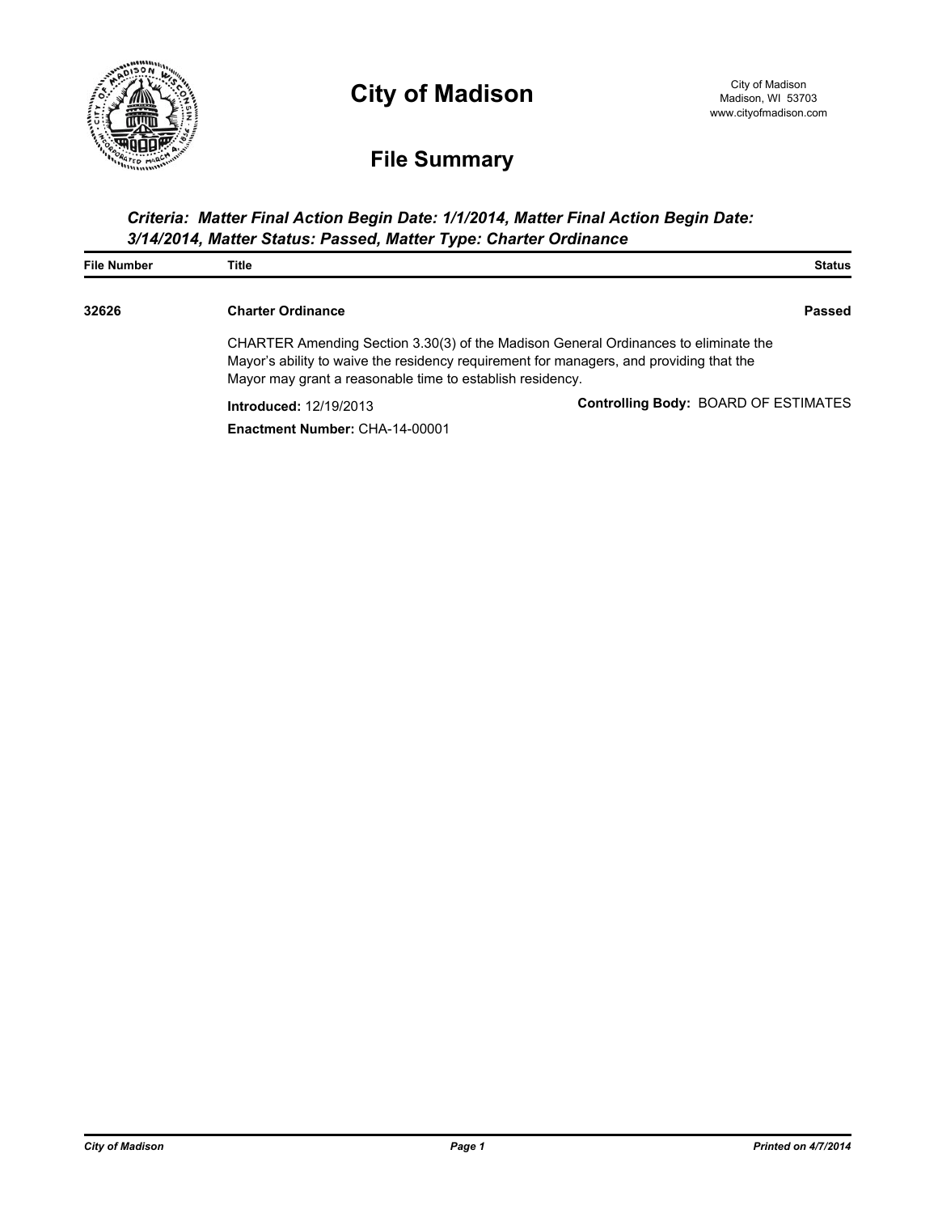# City of Madison

City of Madison
Madison, WI 53703
www.cityofmadison.com

## File Summary

***Criteria: Matter Final Action Begin Date: 1/1/2014, Matter Final Action Begin Date: 3/14/2014, Matter Status: Passed, Matter Type: Charter Ordinance***

| File Number | Title | Status |
|---|---|---|
| 32626 | **Charter Ordinance** | **Passed** |

CHARTER Amending Section 3.30(3) of the Madison General Ordinances to eliminate the Mayor's ability to waive the residency requirement for managers, and providing that the Mayor may grant a reasonable time to establish residency.

**Introduced:** 12/19/2013

**Controlling Body:** BOARD OF ESTIMATES

**Enactment Number:** CHA-14-00001